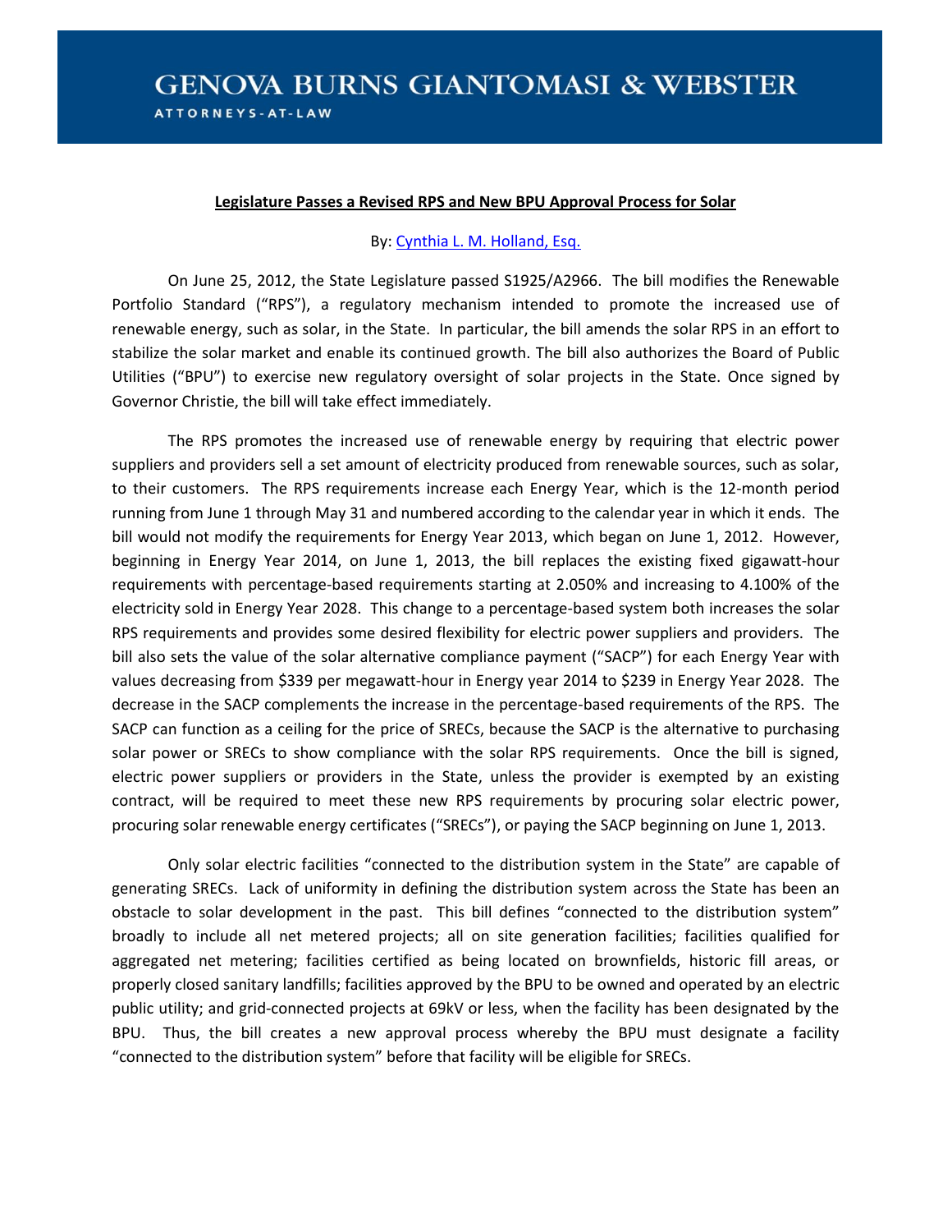# GENOVA BURNS GIANTOMASI & WEBSTER

ATTORNEYS-AT-LAW

**Legislature Passes a Revised RPS and New BPU Approval Process for Solar**

By: Cynthia L. M. Holland, Esq.

On June 25, 2012, the State Legislature passed S1925/A2966. The bill modifies the Renewable Portfolio Standard ("RPS"), a regulatory mechanism intended to promote the increased use of renewable energy, such as solar, in the State. In particular, the bill amends the solar RPS in an effort to stabilize the solar market and enable its continued growth. The bill also authorizes the Board of Public Utilities ("BPU") to exercise new regulatory oversight of solar projects in the State. Once signed by Governor Christie, the bill will take effect immediately.

The RPS promotes the increased use of renewable energy by requiring that electric power suppliers and providers sell a set amount of electricity produced from renewable sources, such as solar, to their customers. The RPS requirements increase each Energy Year, which is the 12-month period running from June 1 through May 31 and numbered according to the calendar year in which it ends. The bill would not modify the requirements for Energy Year 2013, which began on June 1, 2012. However, beginning in Energy Year 2014, on June 1, 2013, the bill replaces the existing fixed gigawatt-hour requirements with percentage-based requirements starting at 2.050% and increasing to 4.100% of the electricity sold in Energy Year 2028. This change to a percentage-based system both increases the solar RPS requirements and provides some desired flexibility for electric power suppliers and providers. The bill also sets the value of the solar alternative compliance payment ("SACP") for each Energy Year with values decreasing from $339 per megawatt-hour in Energy year 2014 to $239 in Energy Year 2028. The decrease in the SACP complements the increase in the percentage-based requirements of the RPS. The SACP can function as a ceiling for the price of SRECs, because the SACP is the alternative to purchasing solar power or SRECs to show compliance with the solar RPS requirements. Once the bill is signed, electric power suppliers or providers in the State, unless the provider is exempted by an existing contract, will be required to meet these new RPS requirements by procuring solar electric power, procuring solar renewable energy certificates ("SRECs"), or paying the SACP beginning on June 1, 2013.

Only solar electric facilities "connected to the distribution system in the State" are capable of generating SRECs. Lack of uniformity in defining the distribution system across the State has been an obstacle to solar development in the past. This bill defines "connected to the distribution system" broadly to include all net metered projects; all on site generation facilities; facilities qualified for aggregated net metering; facilities certified as being located on brownfields, historic fill areas, or properly closed sanitary landfills; facilities approved by the BPU to be owned and operated by an electric public utility; and grid-connected projects at 69kV or less, when the facility has been designated by the BPU. Thus, the bill creates a new approval process whereby the BPU must designate a facility "connected to the distribution system" before that facility will be eligible for SRECs.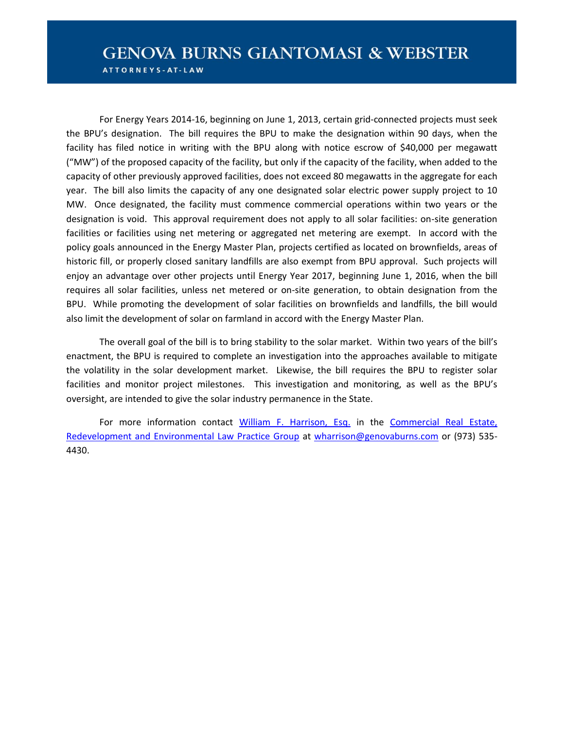For Energy Years 2014-16, beginning on June 1, 2013, certain grid-connected projects must seek the BPU's designation. The bill requires the BPU to make the designation within 90 days, when the facility has filed notice in writing with the BPU along with notice escrow of $40,000 per megawatt ("MW") of the proposed capacity of the facility, but only if the capacity of the facility, when added to the capacity of other previously approved facilities, does not exceed 80 megawatts in the aggregate for each year. The bill also limits the capacity of any one designated solar electric power supply project to 10 MW. Once designated, the facility must commence commercial operations within two years or the designation is void. This approval requirement does not apply to all solar facilities: on-site generation facilities or facilities using net metering or aggregated net metering are exempt. In accord with the policy goals announced in the Energy Master Plan, projects certified as located on brownfields, areas of historic fill, or properly closed sanitary landfills are also exempt from BPU approval. Such projects will enjoy an advantage over other projects until Energy Year 2017, beginning June 1, 2016, when the bill requires all solar facilities, unless net metered or on-site generation, to obtain designation from the BPU. While promoting the development of solar facilities on brownfields and landfills, the bill would also limit the development of solar on farmland in accord with the Energy Master Plan.

The overall goal of the bill is to bring stability to the solar market. Within two years of the bill's enactment, the BPU is required to complete an investigation into the approaches available to mitigate the volatility in the solar development market. Likewise, the bill requires the BPU to register solar facilities and monitor project milestones. This investigation and monitoring, as well as the BPU's oversight, are intended to give the solar industry permanence in the State.

For more information contact William F. Harrison, Esq. in the Commercial Real Estate, Redevelopment and Environmental Law Practice Group at wharrison@genovaburns.com or (973) 535-4430.